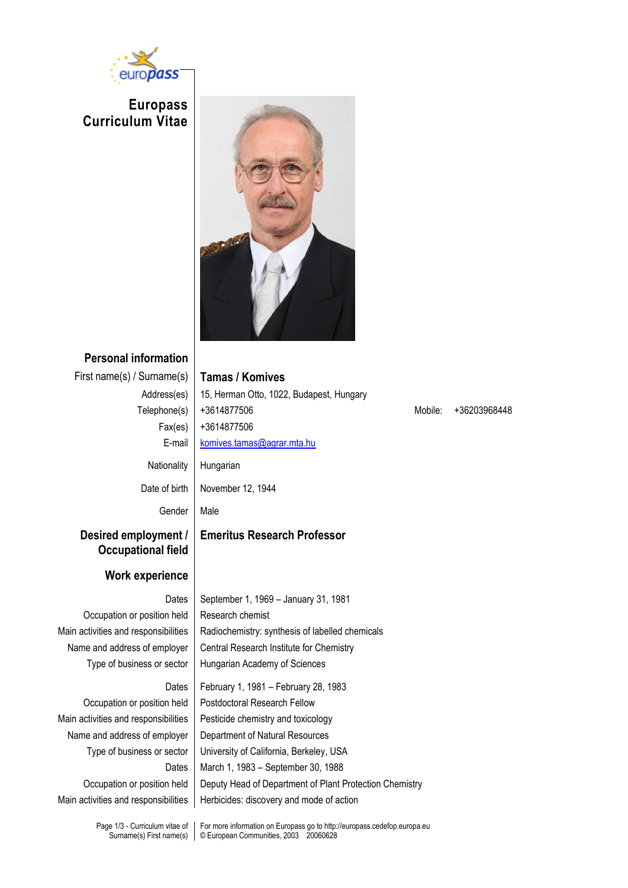# Europass Curriculum Vitae

## Personal information

| | |
|---|---|
| First name(s) / Surname(s) | **Tamas / Komives** |
| Address(es) | 15, Herman Otto, 1022, Budapest, Hungary |
| Telephone(s) | +3614877506 &nbsp;&nbsp;&nbsp; Mobile: +36203968448 |
| Fax(es) | +3614877506 |
| E-mail | komives.tamas@agrar.mta.hu |
| Nationality | Hungarian |
| Date of birth | November 12, 1944 |
| Gender | Male |

## Desired employment / Occupational field

**Emeritus Research Professor**

## Work experience

| | |
|---|---|
| Dates | September 1, 1969 – January 31, 1981 |
| Occupation or position held | Research chemist |
| Main activities and responsibilities | Radiochemistry: synthesis of labelled chemicals |
| Name and address of employer | Central Research Institute for Chemistry |
| Type of business or sector | Hungarian Academy of Sciences |

| | |
|---|---|
| Dates | February 1, 1981 – February 28, 1983 |
| Occupation or position held | Postdoctoral Research Fellow |
| Main activities and responsibilities | Pesticide chemistry and toxicology |
| Name and address of employer | Department of Natural Resources |
| Type of business or sector | University of California, Berkeley, USA |

| | |
|---|---|
| Dates | March 1, 1983 – September 30, 1988 |
| Occupation or position held | Deputy Head of Department of Plant Protection Chemistry |
| Main activities and responsibilities | Herbicides: discovery and mode of action |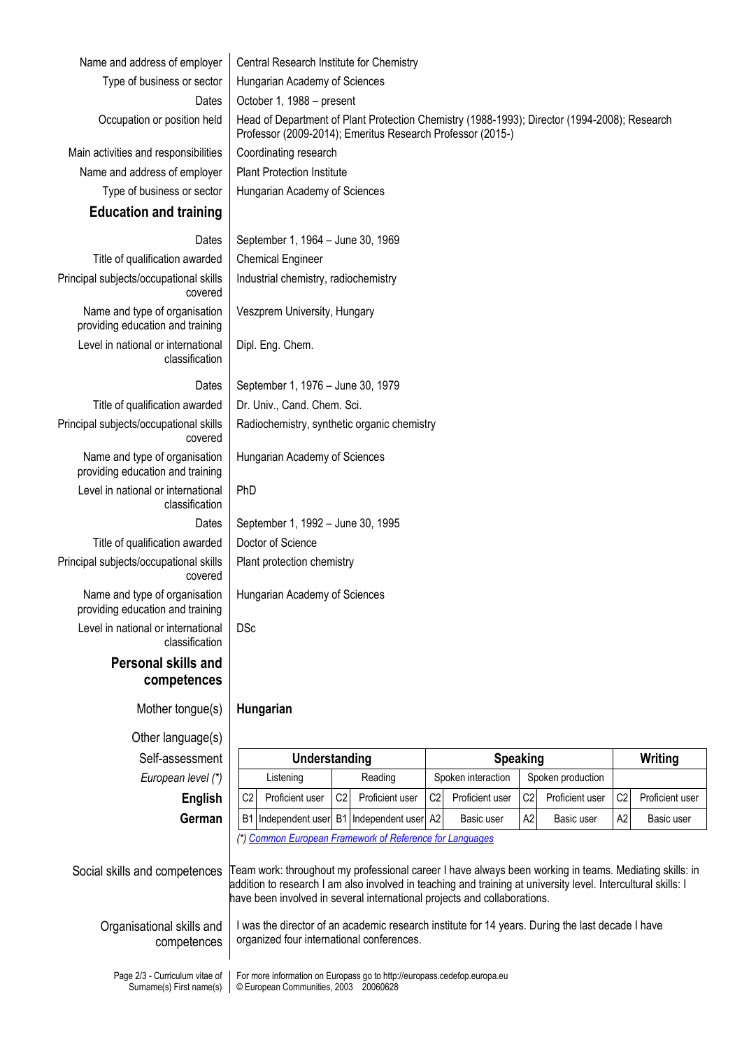| | |
|---|---|
| Name and address of employer | Central Research Institute for Chemistry |
| Type of business or sector | Hungarian Academy of Sciences |
| Dates | October 1, 1988 – present |
| Occupation or position held | Head of Department of Plant Protection Chemistry (1988-1993); Director (1994-2008); Research Professor (2009-2014); Emeritus Research Professor (2015-) |
| Main activities and responsibilities | Coordinating research |
| Name and address of employer | Plant Protection Institute |
| Type of business or sector | Hungarian Academy of Sciences |

## Education and training

| | |
|---|---|
| Dates | September 1, 1964 – June 30, 1969 |
| Title of qualification awarded | Chemical Engineer |
| Principal subjects/occupational skills covered | Industrial chemistry, radiochemistry |
| Name and type of organisation providing education and training | Veszprem University, Hungary |
| Level in national or international classification | Dipl. Eng. Chem. |
| Dates | September 1, 1976 – June 30, 1979 |
| Title of qualification awarded | Dr. Univ., Cand. Chem. Sci. |
| Principal subjects/occupational skills covered | Radiochemistry, synthetic organic chemistry |
| Name and type of organisation providing education and training | Hungarian Academy of Sciences |
| Level in national or international classification | PhD |
| Dates | September 1, 1992 – June 30, 1995 |
| Title of qualification awarded | Doctor of Science |
| Principal subjects/occupational skills covered | Plant protection chemistry |
| Name and type of organisation providing education and training | Hungarian Academy of Sciences |
| Level in national or international classification | DSc |

## Personal skills and competences

**Mother tongue(s)**: **Hungarian**

**Other language(s)**

| Self-assessment | Understanding | | | | Speaking | | | | Writing | |
|---|---|---|---|---|---|---|---|---|---|---|
| *European level (*)* | Listening | | Reading | | Spoken interaction | | Spoken production | | | |
| **English** | C2 | Proficient user | C2 | Proficient user | C2 | Proficient user | C2 | Proficient user | C2 | Proficient user |
| **German** | B1 | Independent user | B1 | Independent user | A2 | Basic user | A2 | Basic user | A2 | Basic user |

*(*) Common European Framework of Reference for Languages*

| | |
|---|---|
| Social skills and competences | Team work: throughout my professional career I have always been working in teams. Mediating skills: in addition to research I am also involved in teaching and training at university level. Intercultural skills: I have been involved in several international projects and collaborations. |
| Organisational skills and competences | I was the director of an academic research institute for 14 years. During the last decade I have organized four international conferences. |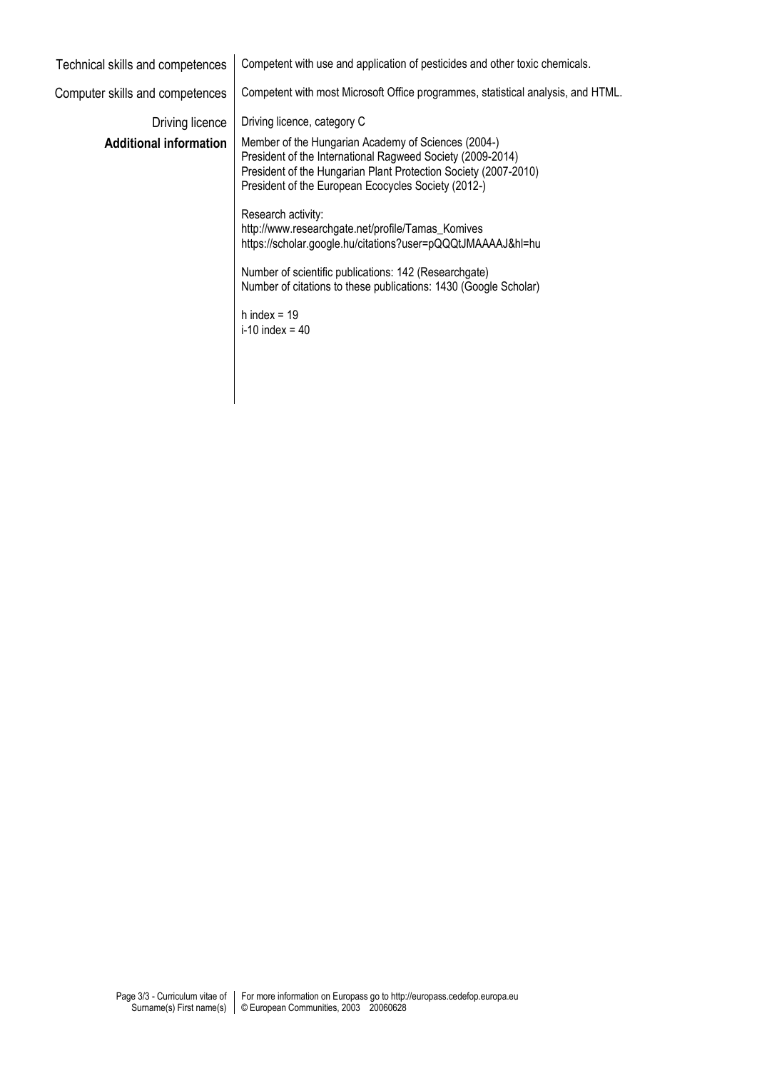| | |
|---|---|
| Technical skills and competences | Competent with use and application of pesticides and other toxic chemicals. |
| Computer skills and competences | Competent with most Microsoft Office programmes, statistical analysis, and HTML. |
| Driving licence | Driving licence, category C |

**Additional information**

Member of the Hungarian Academy of Sciences (2004-)
President of the International Ragweed Society (2009-2014)
President of the Hungarian Plant Protection Society (2007-2010)
President of the European Ecocycles Society (2012-)

Research activity:
http://www.researchgate.net/profile/Tamas_Komives
https://scholar.google.hu/citations?user=pQQQtJMAAAAJ&hl=hu

Number of scientific publications: 142 (Researchgate)
Number of citations to these publications: 1430 (Google Scholar)

h index = 19
i-10 index = 40